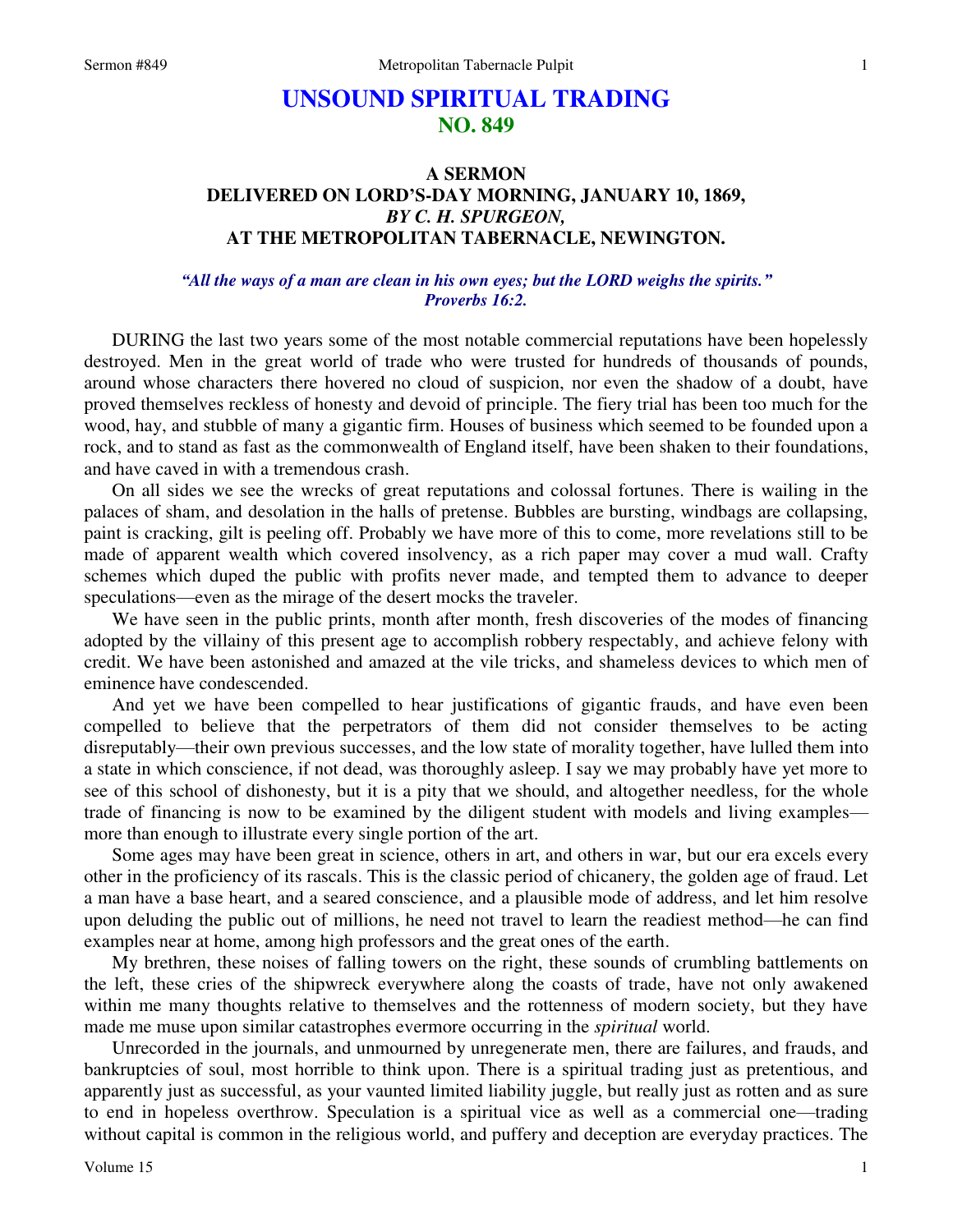# UNSOUND SPIRITUAL TRADING
## NO. 849

### A SERMON
### DELIVERED ON LORD'S-DAY MORNING, JANUARY 10, 1869,
### *BY C. H. SPURGEON,*
### AT THE METROPOLITAN TABERNACLE, NEWINGTON.

***"All the ways of a man are clean in his own eyes; but the LORD weighs the spirits." Proverbs 16:2.***

DURING the last two years some of the most notable commercial reputations have been hopelessly destroyed. Men in the great world of trade who were trusted for hundreds of thousands of pounds, around whose characters there hovered no cloud of suspicion, nor even the shadow of a doubt, have proved themselves reckless of honesty and devoid of principle. The fiery trial has been too much for the wood, hay, and stubble of many a gigantic firm. Houses of business which seemed to be founded upon a rock, and to stand as fast as the commonwealth of England itself, have been shaken to their foundations, and have caved in with a tremendous crash.

On all sides we see the wrecks of great reputations and colossal fortunes. There is wailing in the palaces of sham, and desolation in the halls of pretense. Bubbles are bursting, windbags are collapsing, paint is cracking, gilt is peeling off. Probably we have more of this to come, more revelations still to be made of apparent wealth which covered insolvency, as a rich paper may cover a mud wall. Crafty schemes which duped the public with profits never made, and tempted them to advance to deeper speculations—even as the mirage of the desert mocks the traveler.

We have seen in the public prints, month after month, fresh discoveries of the modes of financing adopted by the villainy of this present age to accomplish robbery respectably, and achieve felony with credit. We have been astonished and amazed at the vile tricks, and shameless devices to which men of eminence have condescended.

And yet we have been compelled to hear justifications of gigantic frauds, and have even been compelled to believe that the perpetrators of them did not consider themselves to be acting disreputably—their own previous successes, and the low state of morality together, have lulled them into a state in which conscience, if not dead, was thoroughly asleep. I say we may probably have yet more to see of this school of dishonesty, but it is a pity that we should, and altogether needless, for the whole trade of financing is now to be examined by the diligent student with models and living examples—more than enough to illustrate every single portion of the art.

Some ages may have been great in science, others in art, and others in war, but our era excels every other in the proficiency of its rascals. This is the classic period of chicanery, the golden age of fraud. Let a man have a base heart, and a seared conscience, and a plausible mode of address, and let him resolve upon deluding the public out of millions, he need not travel to learn the readiest method—he can find examples near at home, among high professors and the great ones of the earth.

My brethren, these noises of falling towers on the right, these sounds of crumbling battlements on the left, these cries of the shipwreck everywhere along the coasts of trade, have not only awakened within me many thoughts relative to themselves and the rottenness of modern society, but they have made me muse upon similar catastrophes evermore occurring in the *spiritual* world.

Unrecorded in the journals, and unmourned by unregenerate men, there are failures, and frauds, and bankruptcies of soul, most horrible to think upon. There is a spiritual trading just as pretentious, and apparently just as successful, as your vaunted limited liability juggle, but really just as rotten and as sure to end in hopeless overthrow. Speculation is a spiritual vice as well as a commercial one—trading without capital is common in the religious world, and puffery and deception are everyday practices. The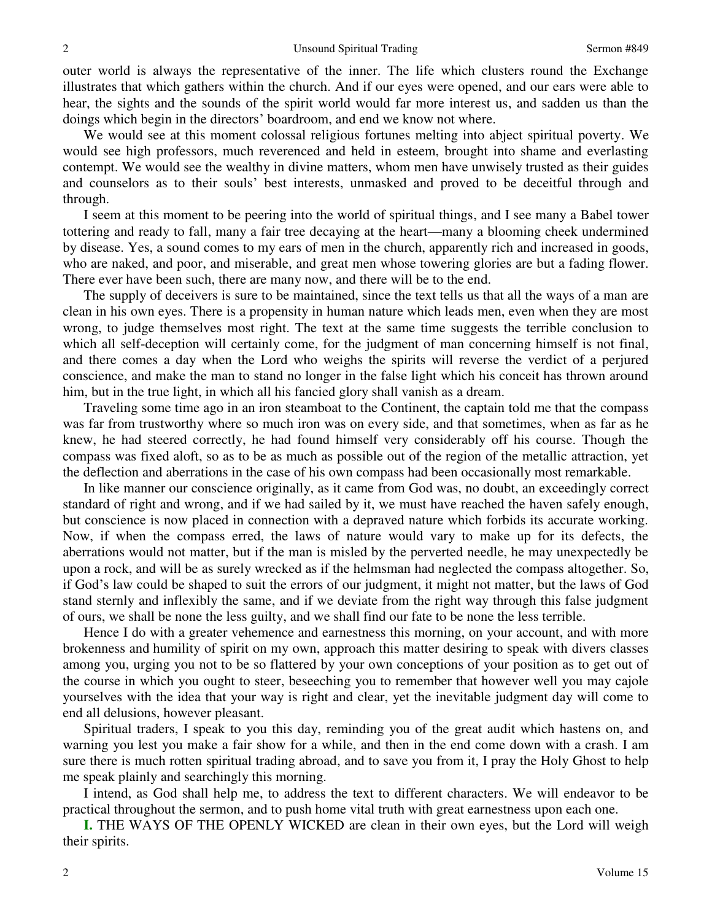outer world is always the representative of the inner. The life which clusters round the Exchange illustrates that which gathers within the church. And if our eyes were opened, and our ears were able to hear, the sights and the sounds of the spirit world would far more interest us, and sadden us than the doings which begin in the directors' boardroom, and end we know not where.

We would see at this moment colossal religious fortunes melting into abject spiritual poverty. We would see high professors, much reverenced and held in esteem, brought into shame and everlasting contempt. We would see the wealthy in divine matters, whom men have unwisely trusted as their guides and counselors as to their souls' best interests, unmasked and proved to be deceitful through and through.

I seem at this moment to be peering into the world of spiritual things, and I see many a Babel tower tottering and ready to fall, many a fair tree decaying at the heart—many a blooming cheek undermined by disease. Yes, a sound comes to my ears of men in the church, apparently rich and increased in goods, who are naked, and poor, and miserable, and great men whose towering glories are but a fading flower. There ever have been such, there are many now, and there will be to the end.

The supply of deceivers is sure to be maintained, since the text tells us that all the ways of a man are clean in his own eyes. There is a propensity in human nature which leads men, even when they are most wrong, to judge themselves most right. The text at the same time suggests the terrible conclusion to which all self-deception will certainly come, for the judgment of man concerning himself is not final, and there comes a day when the Lord who weighs the spirits will reverse the verdict of a perjured conscience, and make the man to stand no longer in the false light which his conceit has thrown around him, but in the true light, in which all his fancied glory shall vanish as a dream.

Traveling some time ago in an iron steamboat to the Continent, the captain told me that the compass was far from trustworthy where so much iron was on every side, and that sometimes, when as far as he knew, he had steered correctly, he had found himself very considerably off his course. Though the compass was fixed aloft, so as to be as much as possible out of the region of the metallic attraction, yet the deflection and aberrations in the case of his own compass had been occasionally most remarkable.

In like manner our conscience originally, as it came from God was, no doubt, an exceedingly correct standard of right and wrong, and if we had sailed by it, we must have reached the haven safely enough, but conscience is now placed in connection with a depraved nature which forbids its accurate working. Now, if when the compass erred, the laws of nature would vary to make up for its defects, the aberrations would not matter, but if the man is misled by the perverted needle, he may unexpectedly be upon a rock, and will be as surely wrecked as if the helmsman had neglected the compass altogether. So, if God's law could be shaped to suit the errors of our judgment, it might not matter, but the laws of God stand sternly and inflexibly the same, and if we deviate from the right way through this false judgment of ours, we shall be none the less guilty, and we shall find our fate to be none the less terrible.

Hence I do with a greater vehemence and earnestness this morning, on your account, and with more brokenness and humility of spirit on my own, approach this matter desiring to speak with divers classes among you, urging you not to be so flattered by your own conceptions of your position as to get out of the course in which you ought to steer, beseeching you to remember that however well you may cajole yourselves with the idea that your way is right and clear, yet the inevitable judgment day will come to end all delusions, however pleasant.

Spiritual traders, I speak to you this day, reminding you of the great audit which hastens on, and warning you lest you make a fair show for a while, and then in the end come down with a crash. I am sure there is much rotten spiritual trading abroad, and to save you from it, I pray the Holy Ghost to help me speak plainly and searchingly this morning.

I intend, as God shall help me, to address the text to different characters. We will endeavor to be practical throughout the sermon, and to push home vital truth with great earnestness upon each one.

**I.** THE WAYS OF THE OPENLY WICKED are clean in their own eyes, but the Lord will weigh their spirits.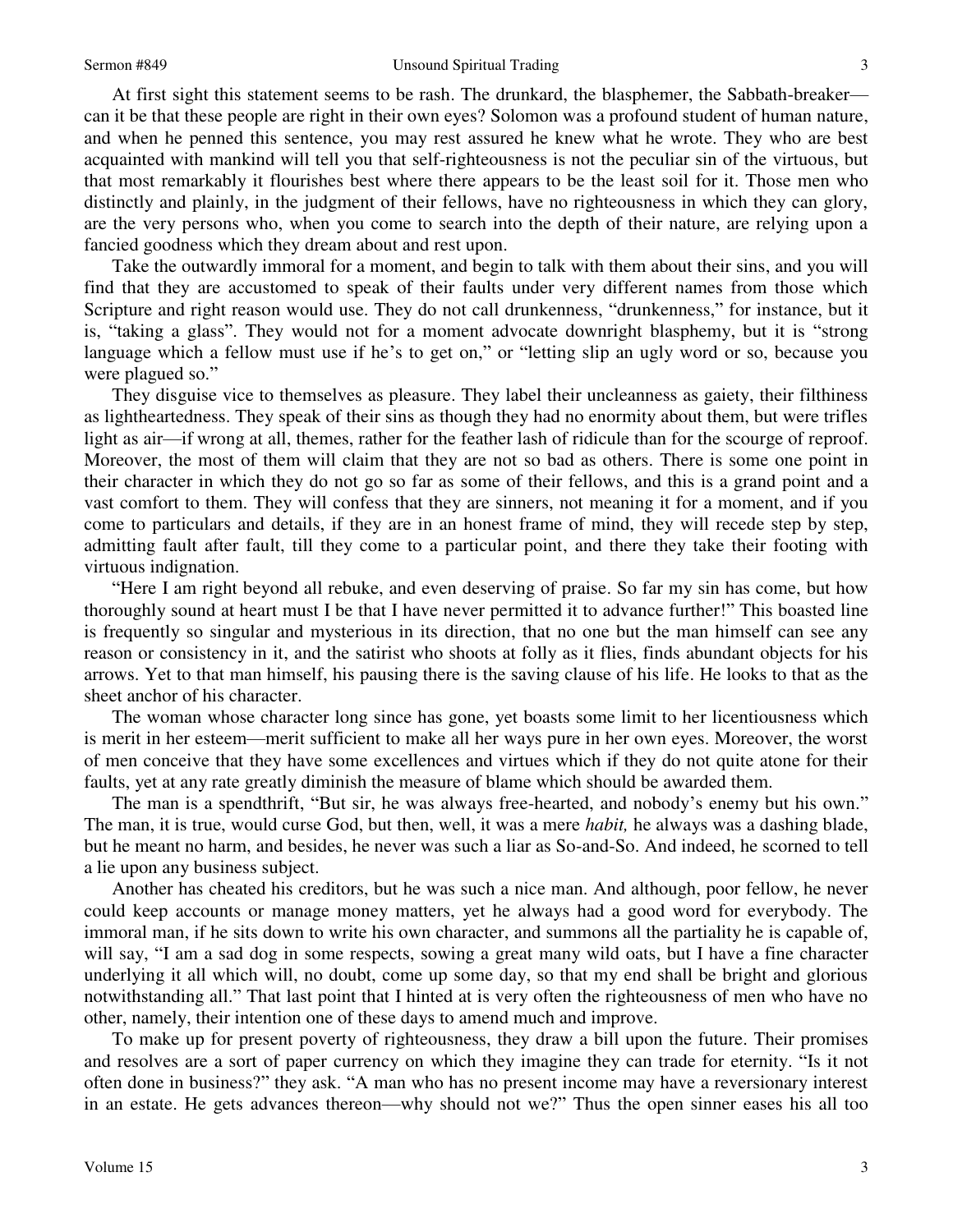At first sight this statement seems to be rash. The drunkard, the blasphemer, the Sabbath-breaker—can it be that these people are right in their own eyes? Solomon was a profound student of human nature, and when he penned this sentence, you may rest assured he knew what he wrote. They who are best acquainted with mankind will tell you that self-righteousness is not the peculiar sin of the virtuous, but that most remarkably it flourishes best where there appears to be the least soil for it. Those men who distinctly and plainly, in the judgment of their fellows, have no righteousness in which they can glory, are the very persons who, when you come to search into the depth of their nature, are relying upon a fancied goodness which they dream about and rest upon.

Take the outwardly immoral for a moment, and begin to talk with them about their sins, and you will find that they are accustomed to speak of their faults under very different names from those which Scripture and right reason would use. They do not call drunkenness, "drunkenness," for instance, but it is, "taking a glass". They would not for a moment advocate downright blasphemy, but it is "strong language which a fellow must use if he's to get on," or "letting slip an ugly word or so, because you were plagued so."

They disguise vice to themselves as pleasure. They label their uncleanness as gaiety, their filthiness as lightheartedness. They speak of their sins as though they had no enormity about them, but were trifles light as air—if wrong at all, themes, rather for the feather lash of ridicule than for the scourge of reproof. Moreover, the most of them will claim that they are not so bad as others. There is some one point in their character in which they do not go so far as some of their fellows, and this is a grand point and a vast comfort to them. They will confess that they are sinners, not meaning it for a moment, and if you come to particulars and details, if they are in an honest frame of mind, they will recede step by step, admitting fault after fault, till they come to a particular point, and there they take their footing with virtuous indignation.

"Here I am right beyond all rebuke, and even deserving of praise. So far my sin has come, but how thoroughly sound at heart must I be that I have never permitted it to advance further!" This boasted line is frequently so singular and mysterious in its direction, that no one but the man himself can see any reason or consistency in it, and the satirist who shoots at folly as it flies, finds abundant objects for his arrows. Yet to that man himself, his pausing there is the saving clause of his life. He looks to that as the sheet anchor of his character.

The woman whose character long since has gone, yet boasts some limit to her licentiousness which is merit in her esteem—merit sufficient to make all her ways pure in her own eyes. Moreover, the worst of men conceive that they have some excellences and virtues which if they do not quite atone for their faults, yet at any rate greatly diminish the measure of blame which should be awarded them.

The man is a spendthrift, "But sir, he was always free-hearted, and nobody's enemy but his own." The man, it is true, would curse God, but then, well, it was a mere *habit,* he always was a dashing blade, but he meant no harm, and besides, he never was such a liar as So-and-So. And indeed, he scorned to tell a lie upon any business subject.

Another has cheated his creditors, but he was such a nice man. And although, poor fellow, he never could keep accounts or manage money matters, yet he always had a good word for everybody. The immoral man, if he sits down to write his own character, and summons all the partiality he is capable of, will say, "I am a sad dog in some respects, sowing a great many wild oats, but I have a fine character underlying it all which will, no doubt, come up some day, so that my end shall be bright and glorious notwithstanding all." That last point that I hinted at is very often the righteousness of men who have no other, namely, their intention one of these days to amend much and improve.

To make up for present poverty of righteousness, they draw a bill upon the future. Their promises and resolves are a sort of paper currency on which they imagine they can trade for eternity. "Is it not often done in business?" they ask. "A man who has no present income may have a reversionary interest in an estate. He gets advances thereon—why should not we?" Thus the open sinner eases his all too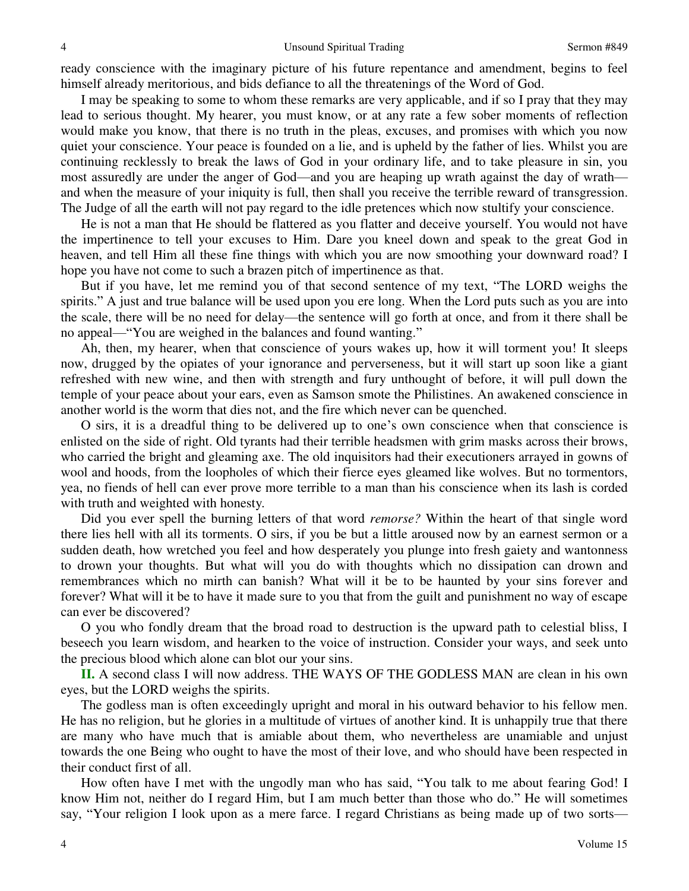ready conscience with the imaginary picture of his future repentance and amendment, begins to feel himself already meritorious, and bids defiance to all the threatenings of the Word of God.

I may be speaking to some to whom these remarks are very applicable, and if so I pray that they may lead to serious thought. My hearer, you must know, or at any rate a few sober moments of reflection would make you know, that there is no truth in the pleas, excuses, and promises with which you now quiet your conscience. Your peace is founded on a lie, and is upheld by the father of lies. Whilst you are continuing recklessly to break the laws of God in your ordinary life, and to take pleasure in sin, you most assuredly are under the anger of God—and you are heaping up wrath against the day of wrath—and when the measure of your iniquity is full, then shall you receive the terrible reward of transgression. The Judge of all the earth will not pay regard to the idle pretences which now stultify your conscience.

He is not a man that He should be flattered as you flatter and deceive yourself. You would not have the impertinence to tell your excuses to Him. Dare you kneel down and speak to the great God in heaven, and tell Him all these fine things with which you are now smoothing your downward road? I hope you have not come to such a brazen pitch of impertinence as that.

But if you have, let me remind you of that second sentence of my text, "The LORD weighs the spirits." A just and true balance will be used upon you ere long. When the Lord puts such as you are into the scale, there will be no need for delay—the sentence will go forth at once, and from it there shall be no appeal—"You are weighed in the balances and found wanting."

Ah, then, my hearer, when that conscience of yours wakes up, how it will torment you! It sleeps now, drugged by the opiates of your ignorance and perverseness, but it will start up soon like a giant refreshed with new wine, and then with strength and fury unthought of before, it will pull down the temple of your peace about your ears, even as Samson smote the Philistines. An awakened conscience in another world is the worm that dies not, and the fire which never can be quenched.

O sirs, it is a dreadful thing to be delivered up to one's own conscience when that conscience is enlisted on the side of right. Old tyrants had their terrible headsmen with grim masks across their brows, who carried the bright and gleaming axe. The old inquisitors had their executioners arrayed in gowns of wool and hoods, from the loopholes of which their fierce eyes gleamed like wolves. But no tormentors, yea, no fiends of hell can ever prove more terrible to a man than his conscience when its lash is corded with truth and weighted with honesty.

Did you ever spell the burning letters of that word *remorse?* Within the heart of that single word there lies hell with all its torments. O sirs, if you be but a little aroused now by an earnest sermon or a sudden death, how wretched you feel and how desperately you plunge into fresh gaiety and wantonness to drown your thoughts. But what will you do with thoughts which no dissipation can drown and remembrances which no mirth can banish? What will it be to be haunted by your sins forever and forever? What will it be to have it made sure to you that from the guilt and punishment no way of escape can ever be discovered?

O you who fondly dream that the broad road to destruction is the upward path to celestial bliss, I beseech you learn wisdom, and hearken to the voice of instruction. Consider your ways, and seek unto the precious blood which alone can blot our your sins.

**II.** A second class I will now address. THE WAYS OF THE GODLESS MAN are clean in his own eyes, but the LORD weighs the spirits.

The godless man is often exceedingly upright and moral in his outward behavior to his fellow men. He has no religion, but he glories in a multitude of virtues of another kind. It is unhappily true that there are many who have much that is amiable about them, who nevertheless are unamiable and unjust towards the one Being who ought to have the most of their love, and who should have been respected in their conduct first of all.

How often have I met with the ungodly man who has said, "You talk to me about fearing God! I know Him not, neither do I regard Him, but I am much better than those who do." He will sometimes say, "Your religion I look upon as a mere farce. I regard Christians as being made up of two sorts—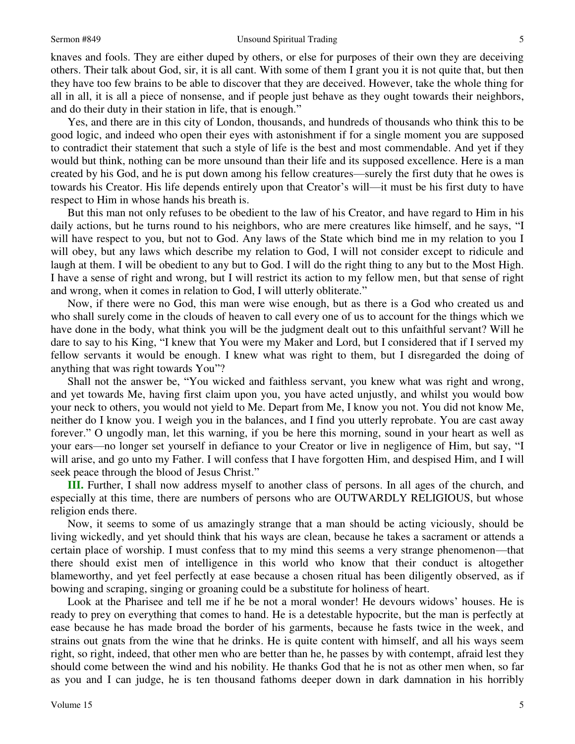knaves and fools. They are either duped by others, or else for purposes of their own they are deceiving others. Their talk about God, sir, it is all cant. With some of them I grant you it is not quite that, but then they have too few brains to be able to discover that they are deceived. However, take the whole thing for all in all, it is all a piece of nonsense, and if people just behave as they ought towards their neighbors, and do their duty in their station in life, that is enough."

Yes, and there are in this city of London, thousands, and hundreds of thousands who think this to be good logic, and indeed who open their eyes with astonishment if for a single moment you are supposed to contradict their statement that such a style of life is the best and most commendable. And yet if they would but think, nothing can be more unsound than their life and its supposed excellence. Here is a man created by his God, and he is put down among his fellow creatures—surely the first duty that he owes is towards his Creator. His life depends entirely upon that Creator's will—it must be his first duty to have respect to Him in whose hands his breath is.

But this man not only refuses to be obedient to the law of his Creator, and have regard to Him in his daily actions, but he turns round to his neighbors, who are mere creatures like himself, and he says, "I will have respect to you, but not to God. Any laws of the State which bind me in my relation to you I will obey, but any laws which describe my relation to God, I will not consider except to ridicule and laugh at them. I will be obedient to any but to God. I will do the right thing to any but to the Most High. I have a sense of right and wrong, but I will restrict its action to my fellow men, but that sense of right and wrong, when it comes in relation to God, I will utterly obliterate."

Now, if there were no God, this man were wise enough, but as there is a God who created us and who shall surely come in the clouds of heaven to call every one of us to account for the things which we have done in the body, what think you will be the judgment dealt out to this unfaithful servant? Will he dare to say to his King, "I knew that You were my Maker and Lord, but I considered that if I served my fellow servants it would be enough. I knew what was right to them, but I disregarded the doing of anything that was right towards You"?

Shall not the answer be, "You wicked and faithless servant, you knew what was right and wrong, and yet towards Me, having first claim upon you, you have acted unjustly, and whilst you would bow your neck to others, you would not yield to Me. Depart from Me, I know you not. You did not know Me, neither do I know you. I weigh you in the balances, and I find you utterly reprobate. You are cast away forever." O ungodly man, let this warning, if you be here this morning, sound in your heart as well as your ears—no longer set yourself in defiance to your Creator or live in negligence of Him, but say, "I will arise, and go unto my Father. I will confess that I have forgotten Him, and despised Him, and I will seek peace through the blood of Jesus Christ."

**III.** Further, I shall now address myself to another class of persons. In all ages of the church, and especially at this time, there are numbers of persons who are OUTWARDLY RELIGIOUS, but whose religion ends there.

Now, it seems to some of us amazingly strange that a man should be acting viciously, should be living wickedly, and yet should think that his ways are clean, because he takes a sacrament or attends a certain place of worship. I must confess that to my mind this seems a very strange phenomenon—that there should exist men of intelligence in this world who know that their conduct is altogether blameworthy, and yet feel perfectly at ease because a chosen ritual has been diligently observed, as if bowing and scraping, singing or groaning could be a substitute for holiness of heart.

Look at the Pharisee and tell me if he be not a moral wonder! He devours widows' houses. He is ready to prey on everything that comes to hand. He is a detestable hypocrite, but the man is perfectly at ease because he has made broad the border of his garments, because he fasts twice in the week, and strains out gnats from the wine that he drinks. He is quite content with himself, and all his ways seem right, so right, indeed, that other men who are better than he, he passes by with contempt, afraid lest they should come between the wind and his nobility. He thanks God that he is not as other men when, so far as you and I can judge, he is ten thousand fathoms deeper down in dark damnation in his horribly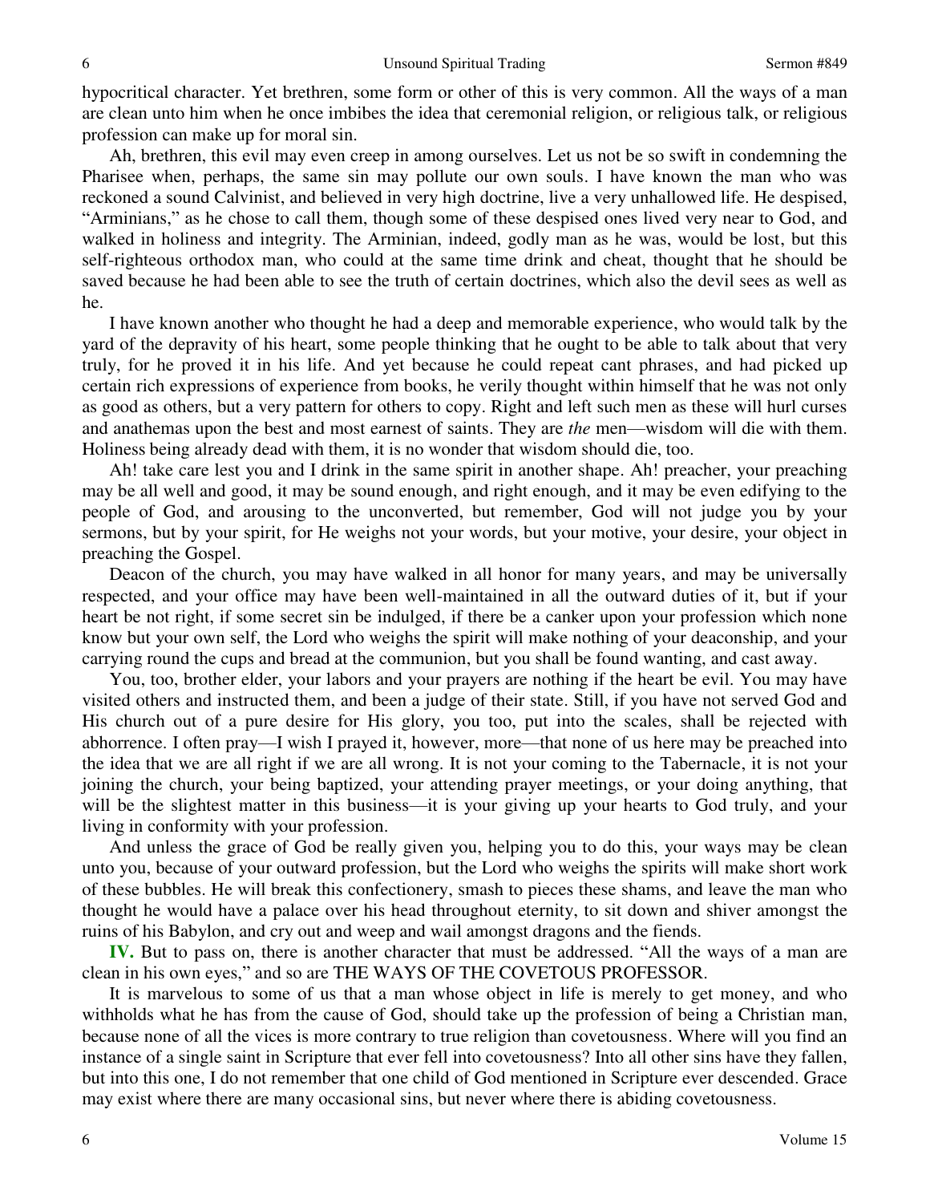hypocritical character. Yet brethren, some form or other of this is very common. All the ways of a man are clean unto him when he once imbibes the idea that ceremonial religion, or religious talk, or religious profession can make up for moral sin.

Ah, brethren, this evil may even creep in among ourselves. Let us not be so swift in condemning the Pharisee when, perhaps, the same sin may pollute our own souls. I have known the man who was reckoned a sound Calvinist, and believed in very high doctrine, live a very unhallowed life. He despised, "Arminians," as he chose to call them, though some of these despised ones lived very near to God, and walked in holiness and integrity. The Arminian, indeed, godly man as he was, would be lost, but this self-righteous orthodox man, who could at the same time drink and cheat, thought that he should be saved because he had been able to see the truth of certain doctrines, which also the devil sees as well as he.

I have known another who thought he had a deep and memorable experience, who would talk by the yard of the depravity of his heart, some people thinking that he ought to be able to talk about that very truly, for he proved it in his life. And yet because he could repeat cant phrases, and had picked up certain rich expressions of experience from books, he verily thought within himself that he was not only as good as others, but a very pattern for others to copy. Right and left such men as these will hurl curses and anathemas upon the best and most earnest of saints. They are *the* men—wisdom will die with them. Holiness being already dead with them, it is no wonder that wisdom should die, too.

Ah! take care lest you and I drink in the same spirit in another shape. Ah! preacher, your preaching may be all well and good, it may be sound enough, and right enough, and it may be even edifying to the people of God, and arousing to the unconverted, but remember, God will not judge you by your sermons, but by your spirit, for He weighs not your words, but your motive, your desire, your object in preaching the Gospel.

Deacon of the church, you may have walked in all honor for many years, and may be universally respected, and your office may have been well-maintained in all the outward duties of it, but if your heart be not right, if some secret sin be indulged, if there be a canker upon your profession which none know but your own self, the Lord who weighs the spirit will make nothing of your deaconship, and your carrying round the cups and bread at the communion, but you shall be found wanting, and cast away.

You, too, brother elder, your labors and your prayers are nothing if the heart be evil. You may have visited others and instructed them, and been a judge of their state. Still, if you have not served God and His church out of a pure desire for His glory, you too, put into the scales, shall be rejected with abhorrence. I often pray—I wish I prayed it, however, more—that none of us here may be preached into the idea that we are all right if we are all wrong. It is not your coming to the Tabernacle, it is not your joining the church, your being baptized, your attending prayer meetings, or your doing anything, that will be the slightest matter in this business—it is your giving up your hearts to God truly, and your living in conformity with your profession.

And unless the grace of God be really given you, helping you to do this, your ways may be clean unto you, because of your outward profession, but the Lord who weighs the spirits will make short work of these bubbles. He will break this confectionery, smash to pieces these shams, and leave the man who thought he would have a palace over his head throughout eternity, to sit down and shiver amongst the ruins of his Babylon, and cry out and weep and wail amongst dragons and the fiends.

**IV.** But to pass on, there is another character that must be addressed. "All the ways of a man are clean in his own eyes," and so are THE WAYS OF THE COVETOUS PROFESSOR.

It is marvelous to some of us that a man whose object in life is merely to get money, and who withholds what he has from the cause of God, should take up the profession of being a Christian man, because none of all the vices is more contrary to true religion than covetousness. Where will you find an instance of a single saint in Scripture that ever fell into covetousness? Into all other sins have they fallen, but into this one, I do not remember that one child of God mentioned in Scripture ever descended. Grace may exist where there are many occasional sins, but never where there is abiding covetousness.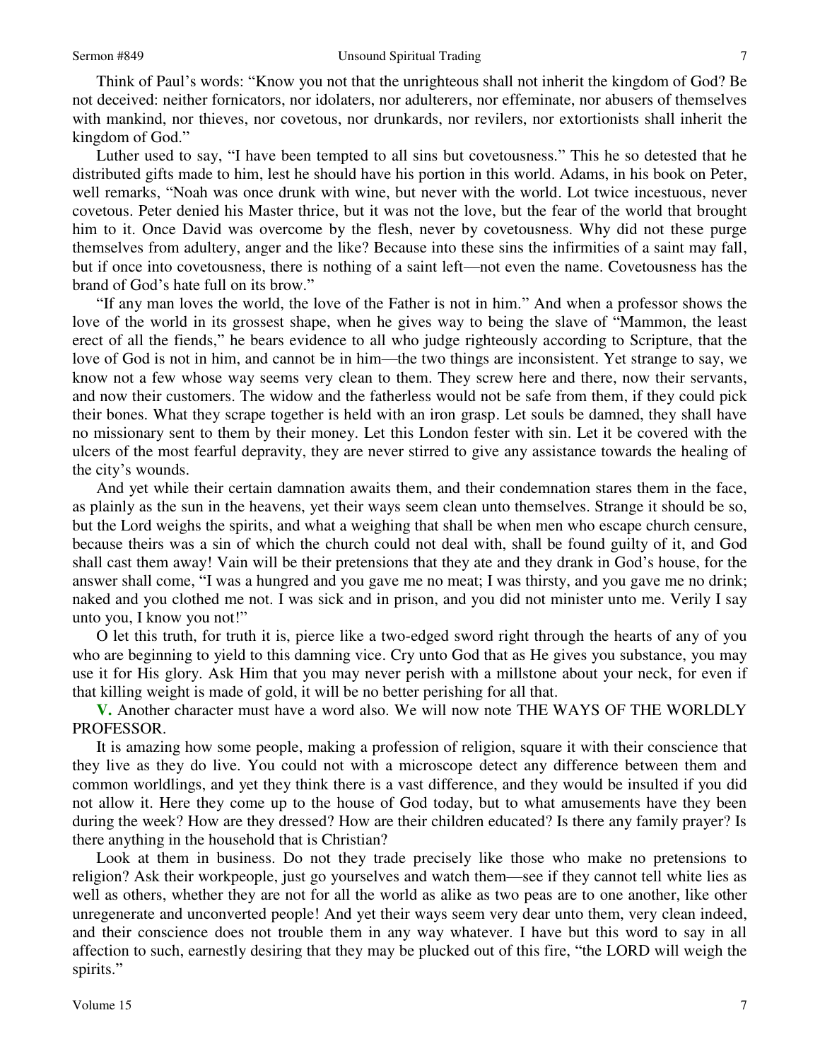Think of Paul's words: "Know you not that the unrighteous shall not inherit the kingdom of God? Be not deceived: neither fornicators, nor idolaters, nor adulterers, nor effeminate, nor abusers of themselves with mankind, nor thieves, nor covetous, nor drunkards, nor revilers, nor extortionists shall inherit the kingdom of God."

Luther used to say, "I have been tempted to all sins but covetousness." This he so detested that he distributed gifts made to him, lest he should have his portion in this world. Adams, in his book on Peter, well remarks, "Noah was once drunk with wine, but never with the world. Lot twice incestuous, never covetous. Peter denied his Master thrice, but it was not the love, but the fear of the world that brought him to it. Once David was overcome by the flesh, never by covetousness. Why did not these purge themselves from adultery, anger and the like? Because into these sins the infirmities of a saint may fall, but if once into covetousness, there is nothing of a saint left—not even the name. Covetousness has the brand of God's hate full on its brow."

"If any man loves the world, the love of the Father is not in him." And when a professor shows the love of the world in its grossest shape, when he gives way to being the slave of "Mammon, the least erect of all the fiends," he bears evidence to all who judge righteously according to Scripture, that the love of God is not in him, and cannot be in him—the two things are inconsistent. Yet strange to say, we know not a few whose way seems very clean to them. They screw here and there, now their servants, and now their customers. The widow and the fatherless would not be safe from them, if they could pick their bones. What they scrape together is held with an iron grasp. Let souls be damned, they shall have no missionary sent to them by their money. Let this London fester with sin. Let it be covered with the ulcers of the most fearful depravity, they are never stirred to give any assistance towards the healing of the city's wounds.

And yet while their certain damnation awaits them, and their condemnation stares them in the face, as plainly as the sun in the heavens, yet their ways seem clean unto themselves. Strange it should be so, but the Lord weighs the spirits, and what a weighing that shall be when men who escape church censure, because theirs was a sin of which the church could not deal with, shall be found guilty of it, and God shall cast them away! Vain will be their pretensions that they ate and they drank in God's house, for the answer shall come, "I was a hungred and you gave me no meat; I was thirsty, and you gave me no drink; naked and you clothed me not. I was sick and in prison, and you did not minister unto me. Verily I say unto you, I know you not!"

O let this truth, for truth it is, pierce like a two-edged sword right through the hearts of any of you who are beginning to yield to this damning vice. Cry unto God that as He gives you substance, you may use it for His glory. Ask Him that you may never perish with a millstone about your neck, for even if that killing weight is made of gold, it will be no better perishing for all that.

**V.** Another character must have a word also. We will now note THE WAYS OF THE WORLDLY PROFESSOR.

It is amazing how some people, making a profession of religion, square it with their conscience that they live as they do live. You could not with a microscope detect any difference between them and common worldlings, and yet they think there is a vast difference, and they would be insulted if you did not allow it. Here they come up to the house of God today, but to what amusements have they been during the week? How are they dressed? How are their children educated? Is there any family prayer? Is there anything in the household that is Christian?

Look at them in business. Do not they trade precisely like those who make no pretensions to religion? Ask their workpeople, just go yourselves and watch them—see if they cannot tell white lies as well as others, whether they are not for all the world as alike as two peas are to one another, like other unregenerate and unconverted people! And yet their ways seem very dear unto them, very clean indeed, and their conscience does not trouble them in any way whatever. I have but this word to say in all affection to such, earnestly desiring that they may be plucked out of this fire, "the LORD will weigh the spirits."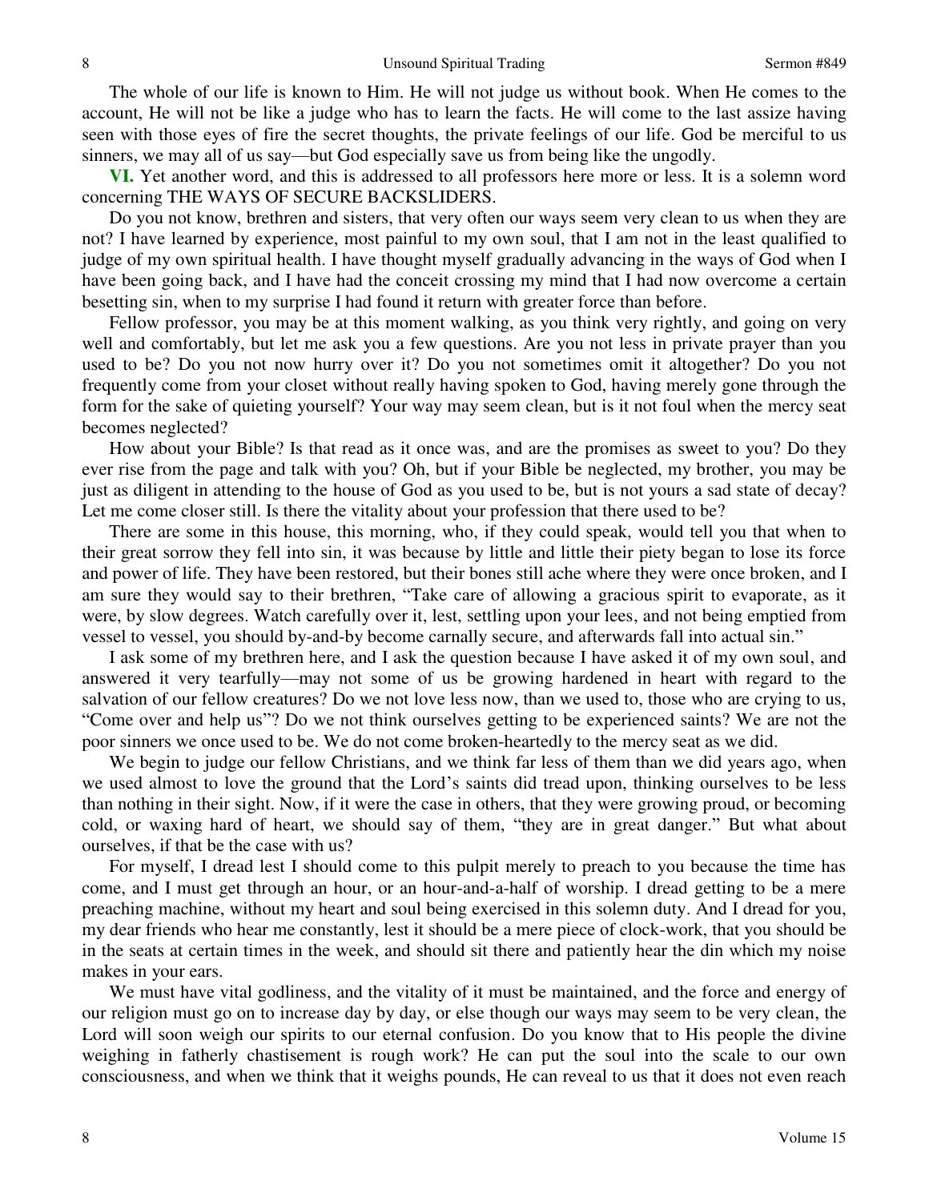The whole of our life is known to Him. He will not judge us without book. When He comes to the account, He will not be like a judge who has to learn the facts. He will come to the last assize having seen with those eyes of fire the secret thoughts, the private feelings of our life. God be merciful to us sinners, we may all of us say—but God especially save us from being like the ungodly.

**VI.** Yet another word, and this is addressed to all professors here more or less. It is a solemn word concerning THE WAYS OF SECURE BACKSLIDERS.

Do you not know, brethren and sisters, that very often our ways seem very clean to us when they are not? I have learned by experience, most painful to my own soul, that I am not in the least qualified to judge of my own spiritual health. I have thought myself gradually advancing in the ways of God when I have been going back, and I have had the conceit crossing my mind that I had now overcome a certain besetting sin, when to my surprise I had found it return with greater force than before.

Fellow professor, you may be at this moment walking, as you think very rightly, and going on very well and comfortably, but let me ask you a few questions. Are you not less in private prayer than you used to be? Do you not now hurry over it? Do you not sometimes omit it altogether? Do you not frequently come from your closet without really having spoken to God, having merely gone through the form for the sake of quieting yourself? Your way may seem clean, but is it not foul when the mercy seat becomes neglected?

How about your Bible? Is that read as it once was, and are the promises as sweet to you? Do they ever rise from the page and talk with you? Oh, but if your Bible be neglected, my brother, you may be just as diligent in attending to the house of God as you used to be, but is not yours a sad state of decay? Let me come closer still. Is there the vitality about your profession that there used to be?

There are some in this house, this morning, who, if they could speak, would tell you that when to their great sorrow they fell into sin, it was because by little and little their piety began to lose its force and power of life. They have been restored, but their bones still ache where they were once broken, and I am sure they would say to their brethren, "Take care of allowing a gracious spirit to evaporate, as it were, by slow degrees. Watch carefully over it, lest, settling upon your lees, and not being emptied from vessel to vessel, you should by-and-by become carnally secure, and afterwards fall into actual sin."

I ask some of my brethren here, and I ask the question because I have asked it of my own soul, and answered it very tearfully—may not some of us be growing hardened in heart with regard to the salvation of our fellow creatures? Do we not love less now, than we used to, those who are crying to us, "Come over and help us"? Do we not think ourselves getting to be experienced saints? We are not the poor sinners we once used to be. We do not come broken-heartedly to the mercy seat as we did.

We begin to judge our fellow Christians, and we think far less of them than we did years ago, when we used almost to love the ground that the Lord's saints did tread upon, thinking ourselves to be less than nothing in their sight. Now, if it were the case in others, that they were growing proud, or becoming cold, or waxing hard of heart, we should say of them, "they are in great danger." But what about ourselves, if that be the case with us?

For myself, I dread lest I should come to this pulpit merely to preach to you because the time has come, and I must get through an hour, or an hour-and-a-half of worship. I dread getting to be a mere preaching machine, without my heart and soul being exercised in this solemn duty. And I dread for you, my dear friends who hear me constantly, lest it should be a mere piece of clock-work, that you should be in the seats at certain times in the week, and should sit there and patiently hear the din which my noise makes in your ears.

We must have vital godliness, and the vitality of it must be maintained, and the force and energy of our religion must go on to increase day by day, or else though our ways may seem to be very clean, the Lord will soon weigh our spirits to our eternal confusion. Do you know that to His people the divine weighing in fatherly chastisement is rough work? He can put the soul into the scale to our own consciousness, and when we think that it weighs pounds, He can reveal to us that it does not even reach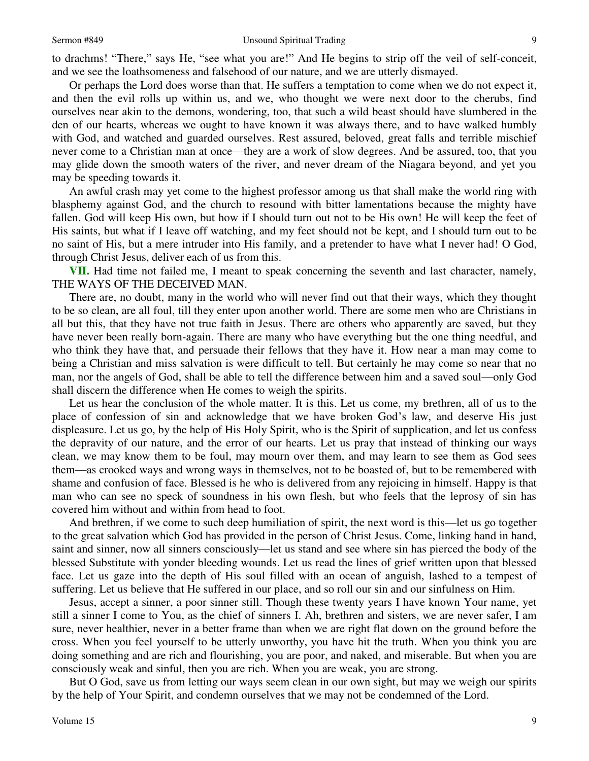to drachms! "There," says He, "see what you are!" And He begins to strip off the veil of self-conceit, and we see the loathsomeness and falsehood of our nature, and we are utterly dismayed.

Or perhaps the Lord does worse than that. He suffers a temptation to come when we do not expect it, and then the evil rolls up within us, and we, who thought we were next door to the cherubs, find ourselves near akin to the demons, wondering, too, that such a wild beast should have slumbered in the den of our hearts, whereas we ought to have known it was always there, and to have walked humbly with God, and watched and guarded ourselves. Rest assured, beloved, great falls and terrible mischief never come to a Christian man at once—they are a work of slow degrees. And be assured, too, that you may glide down the smooth waters of the river, and never dream of the Niagara beyond, and yet you may be speeding towards it.

An awful crash may yet come to the highest professor among us that shall make the world ring with blasphemy against God, and the church to resound with bitter lamentations because the mighty have fallen. God will keep His own, but how if I should turn out not to be His own! He will keep the feet of His saints, but what if I leave off watching, and my feet should not be kept, and I should turn out to be no saint of His, but a mere intruder into His family, and a pretender to have what I never had! O God, through Christ Jesus, deliver each of us from this.

**VII.** Had time not failed me, I meant to speak concerning the seventh and last character, namely, THE WAYS OF THE DECEIVED MAN.

There are, no doubt, many in the world who will never find out that their ways, which they thought to be so clean, are all foul, till they enter upon another world. There are some men who are Christians in all but this, that they have not true faith in Jesus. There are others who apparently are saved, but they have never been really born-again. There are many who have everything but the one thing needful, and who think they have that, and persuade their fellows that they have it. How near a man may come to being a Christian and miss salvation is were difficult to tell. But certainly he may come so near that no man, nor the angels of God, shall be able to tell the difference between him and a saved soul—only God shall discern the difference when He comes to weigh the spirits.

Let us hear the conclusion of the whole matter. It is this. Let us come, my brethren, all of us to the place of confession of sin and acknowledge that we have broken God's law, and deserve His just displeasure. Let us go, by the help of His Holy Spirit, who is the Spirit of supplication, and let us confess the depravity of our nature, and the error of our hearts. Let us pray that instead of thinking our ways clean, we may know them to be foul, may mourn over them, and may learn to see them as God sees them—as crooked ways and wrong ways in themselves, not to be boasted of, but to be remembered with shame and confusion of face. Blessed is he who is delivered from any rejoicing in himself. Happy is that man who can see no speck of soundness in his own flesh, but who feels that the leprosy of sin has covered him without and within from head to foot.

And brethren, if we come to such deep humiliation of spirit, the next word is this—let us go together to the great salvation which God has provided in the person of Christ Jesus. Come, linking hand in hand, saint and sinner, now all sinners consciously—let us stand and see where sin has pierced the body of the blessed Substitute with yonder bleeding wounds. Let us read the lines of grief written upon that blessed face. Let us gaze into the depth of His soul filled with an ocean of anguish, lashed to a tempest of suffering. Let us believe that He suffered in our place, and so roll our sin and our sinfulness on Him.

Jesus, accept a sinner, a poor sinner still. Though these twenty years I have known Your name, yet still a sinner I come to You, as the chief of sinners I. Ah, brethren and sisters, we are never safer, I am sure, never healthier, never in a better frame than when we are right flat down on the ground before the cross. When you feel yourself to be utterly unworthy, you have hit the truth. When you think you are doing something and are rich and flourishing, you are poor, and naked, and miserable. But when you are consciously weak and sinful, then you are rich. When you are weak, you are strong.

But O God, save us from letting our ways seem clean in our own sight, but may we weigh our spirits by the help of Your Spirit, and condemn ourselves that we may not be condemned of the Lord.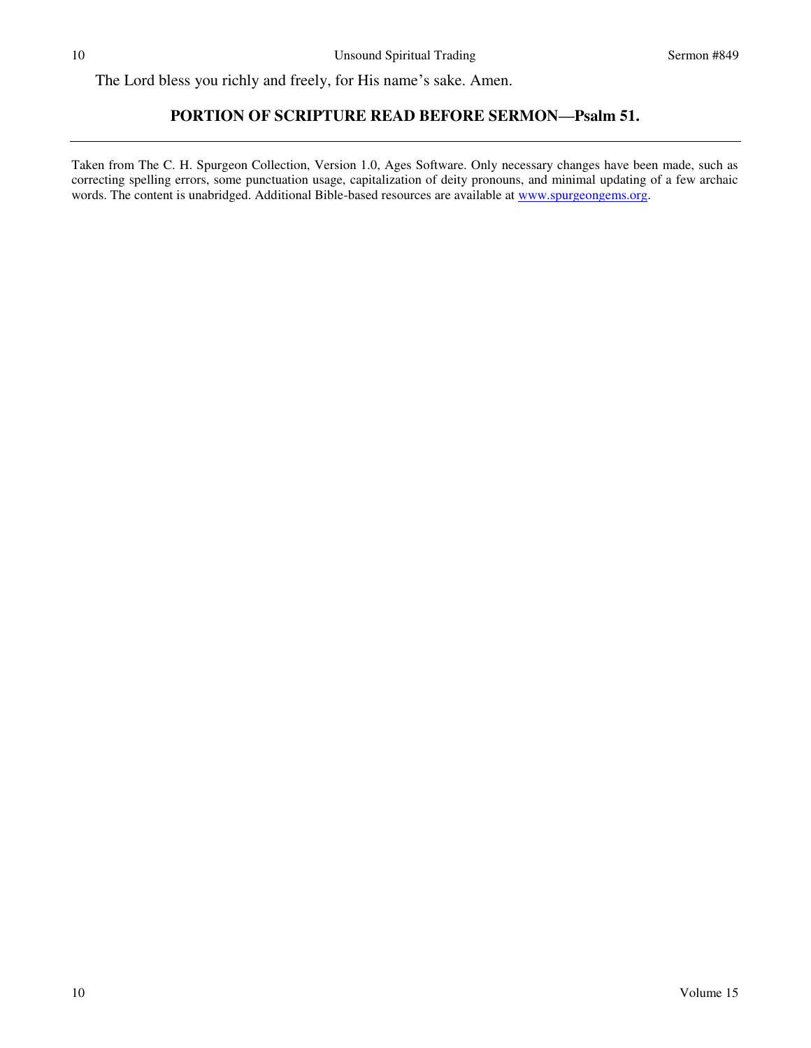The Lord bless you richly and freely, for His name's sake. Amen.

## PORTION OF SCRIPTURE READ BEFORE SERMON—Psalm 51.

---

Taken from The C. H. Spurgeon Collection, Version 1.0, Ages Software. Only necessary changes have been made, such as correcting spelling errors, some punctuation usage, capitalization of deity pronouns, and minimal updating of a few archaic words. The content is unabridged. Additional Bible-based resources are available at www.spurgeongems.org.